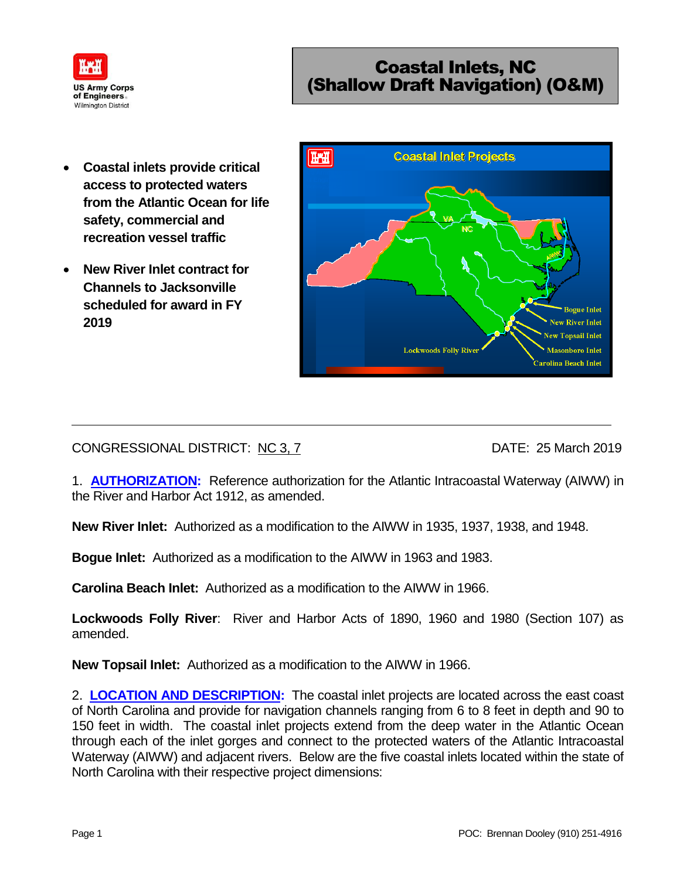# Coastal Inlets, NC (Shallow Draft Navigation) (O&M)

- **Coastal inlets provide critical access to protected waters from the Atlantic Ocean for life safety, commercial and recreation vessel traffic**
- **New River Inlet contract for Channels to Jacksonville scheduled for award in FY 2019**

---

CONGRESSIONAL DISTRICT: NC 3, 7 DATE: 25 March 2019

1. **AUTHORIZATION:** Reference authorization for the Atlantic Intracoastal Waterway (AIWW) in the River and Harbor Act 1912, as amended.

**New River Inlet:** Authorized as a modification to the AIWW in 1935, 1937, 1938, and 1948.

**Bogue Inlet:** Authorized as a modification to the AIWW in 1963 and 1983.

**Carolina Beach Inlet:** Authorized as a modification to the AIWW in 1966.

**Lockwoods Folly River**: River and Harbor Acts of 1890, 1960 and 1980 (Section 107) as amended.

**New Topsail Inlet:** Authorized as a modification to the AIWW in 1966.

2. **LOCATION AND DESCRIPTION:** The coastal inlet projects are located across the east coast of North Carolina and provide for navigation channels ranging from 6 to 8 feet in depth and 90 to 150 feet in width. The coastal inlet projects extend from the deep water in the Atlantic Ocean through each of the inlet gorges and connect to the protected waters of the Atlantic Intracoastal Waterway (AIWW) and adjacent rivers. Below are the five coastal inlets located within the state of North Carolina with their respective project dimensions: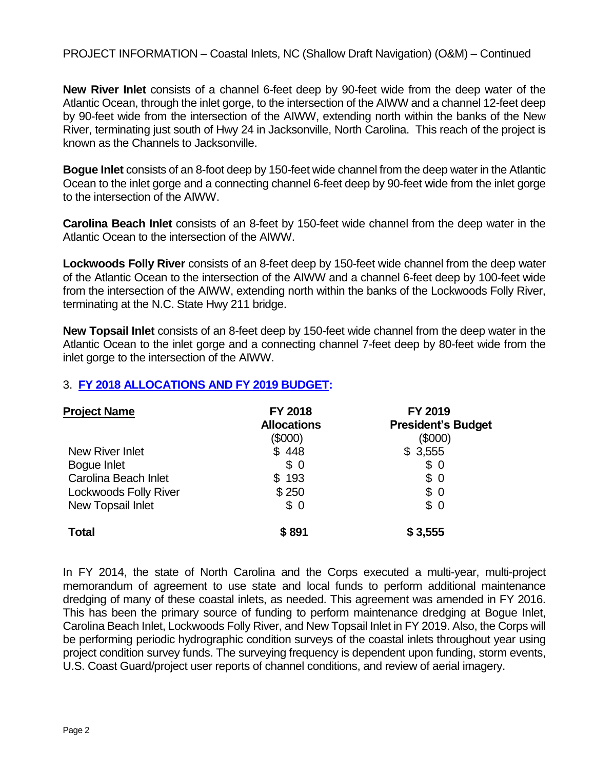PROJECT INFORMATION – Coastal Inlets, NC (Shallow Draft Navigation) (O&M) – Continued

**New River Inlet** consists of a channel 6-feet deep by 90-feet wide from the deep water of the Atlantic Ocean, through the inlet gorge, to the intersection of the AIWW and a channel 12-feet deep by 90-feet wide from the intersection of the AIWW, extending north within the banks of the New River, terminating just south of Hwy 24 in Jacksonville, North Carolina. This reach of the project is known as the Channels to Jacksonville.

**Bogue Inlet** consists of an 8-foot deep by 150-feet wide channel from the deep water in the Atlantic Ocean to the inlet gorge and a connecting channel 6-feet deep by 90-feet wide from the inlet gorge to the intersection of the AIWW.

**Carolina Beach Inlet** consists of an 8-feet by 150-feet wide channel from the deep water in the Atlantic Ocean to the intersection of the AIWW.

**Lockwoods Folly River** consists of an 8-feet deep by 150-feet wide channel from the deep water of the Atlantic Ocean to the intersection of the AIWW and a channel 6-feet deep by 100-feet wide from the intersection of the AIWW, extending north within the banks of the Lockwoods Folly River, terminating at the N.C. State Hwy 211 bridge.

**New Topsail Inlet** consists of an 8-feet deep by 150-feet wide channel from the deep water in the Atlantic Ocean to the inlet gorge and a connecting channel 7-feet deep by 80-feet wide from the inlet gorge to the intersection of the AIWW.

## 3. FY 2018 ALLOCATIONS AND FY 2019 BUDGET:

| Project Name | FY 2018 Allocations ($000) | FY 2019 President's Budget ($000) |
|---|---|---|
| New River Inlet | $ 448 | $ 3,555 |
| Bogue Inlet | $ 0 | $ 0 |
| Carolina Beach Inlet | $ 193 | $ 0 |
| Lockwoods Folly River | $ 250 | $ 0 |
| New Topsail Inlet | $ 0 | $ 0 |
| **Total** | **$ 891** | **$ 3,555** |

In FY 2014, the state of North Carolina and the Corps executed a multi-year, multi-project memorandum of agreement to use state and local funds to perform additional maintenance dredging of many of these coastal inlets, as needed. This agreement was amended in FY 2016. This has been the primary source of funding to perform maintenance dredging at Bogue Inlet, Carolina Beach Inlet, Lockwoods Folly River, and New Topsail Inlet in FY 2019. Also, the Corps will be performing periodic hydrographic condition surveys of the coastal inlets throughout year using project condition survey funds. The surveying frequency is dependent upon funding, storm events, U.S. Coast Guard/project user reports of channel conditions, and review of aerial imagery.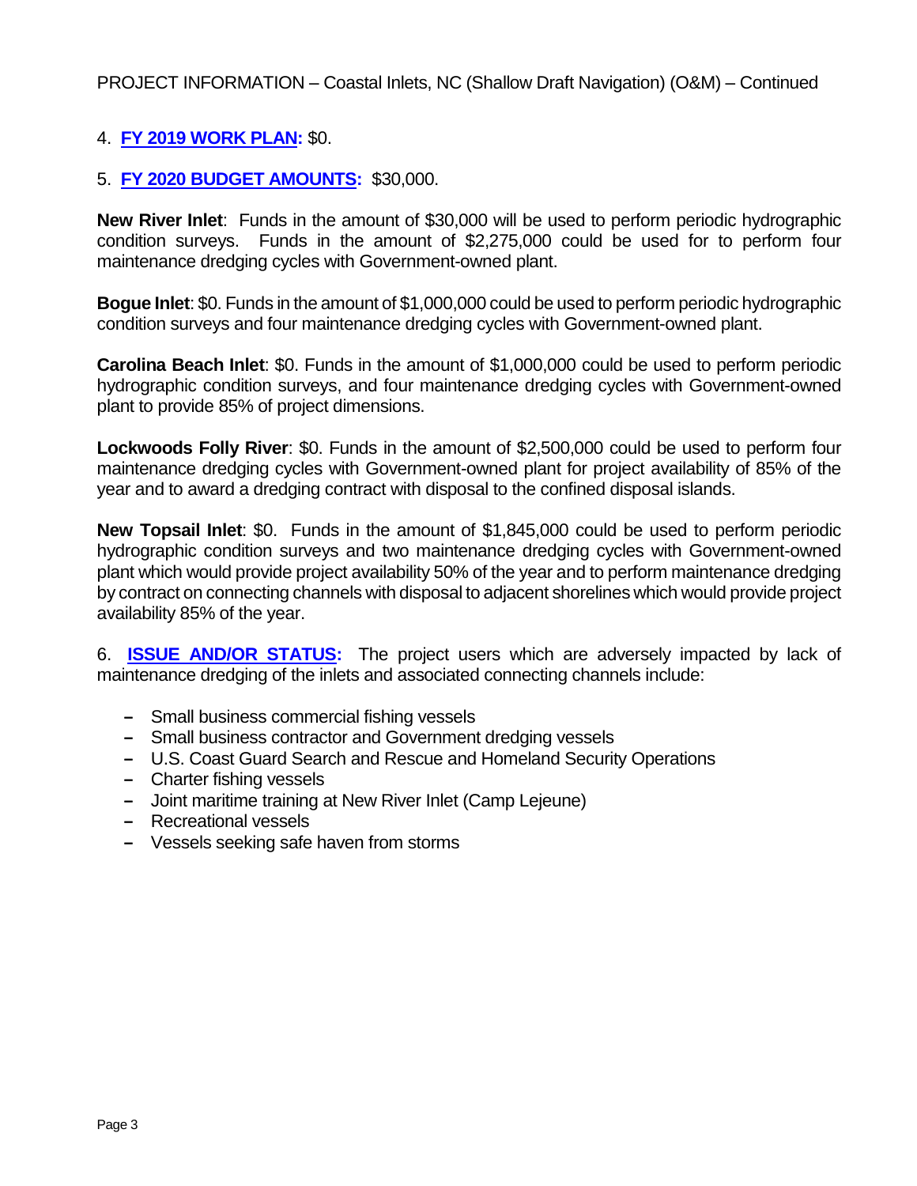PROJECT INFORMATION – Coastal Inlets, NC (Shallow Draft Navigation) (O&M) – Continued

4. **FY 2019 WORK PLAN:** $0.

5. **FY 2020 BUDGET AMOUNTS:** $30,000.

**New River Inlet**: Funds in the amount of $30,000 will be used to perform periodic hydrographic condition surveys. Funds in the amount of $2,275,000 could be used for to perform four maintenance dredging cycles with Government-owned plant.

**Bogue Inlet**: $0. Funds in the amount of $1,000,000 could be used to perform periodic hydrographic condition surveys and four maintenance dredging cycles with Government-owned plant.

**Carolina Beach Inlet**: $0. Funds in the amount of $1,000,000 could be used to perform periodic hydrographic condition surveys, and four maintenance dredging cycles with Government-owned plant to provide 85% of project dimensions.

**Lockwoods Folly River**: $0. Funds in the amount of $2,500,000 could be used to perform four maintenance dredging cycles with Government-owned plant for project availability of 85% of the year and to award a dredging contract with disposal to the confined disposal islands.

**New Topsail Inlet**: $0. Funds in the amount of $1,845,000 could be used to perform periodic hydrographic condition surveys and two maintenance dredging cycles with Government-owned plant which would provide project availability 50% of the year and to perform maintenance dredging by contract on connecting channels with disposal to adjacent shorelines which would provide project availability 85% of the year.

6. **ISSUE AND/OR STATUS:** The project users which are adversely impacted by lack of maintenance dredging of the inlets and associated connecting channels include:

- Small business commercial fishing vessels
- Small business contractor and Government dredging vessels
- U.S. Coast Guard Search and Rescue and Homeland Security Operations
- Charter fishing vessels
- Joint maritime training at New River Inlet (Camp Lejeune)
- Recreational vessels
- Vessels seeking safe haven from storms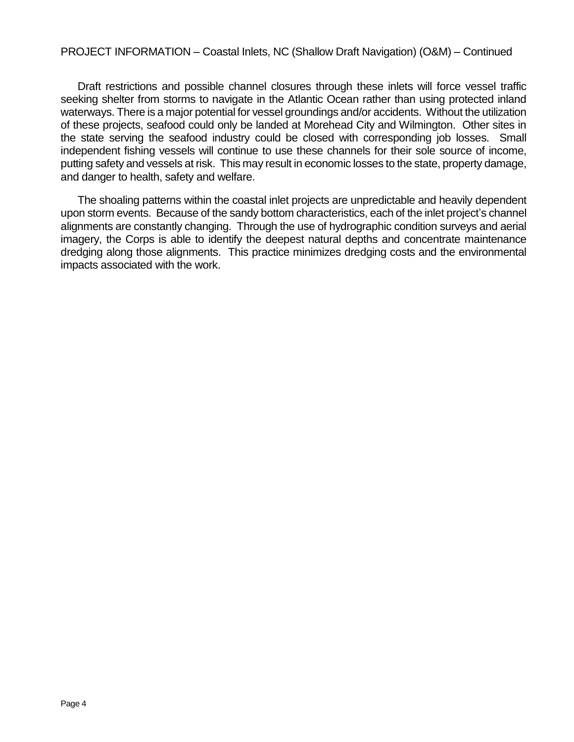PROJECT INFORMATION – Coastal Inlets, NC (Shallow Draft Navigation) (O&M) – Continued

Draft restrictions and possible channel closures through these inlets will force vessel traffic seeking shelter from storms to navigate in the Atlantic Ocean rather than using protected inland waterways. There is a major potential for vessel groundings and/or accidents. Without the utilization of these projects, seafood could only be landed at Morehead City and Wilmington. Other sites in the state serving the seafood industry could be closed with corresponding job losses. Small independent fishing vessels will continue to use these channels for their sole source of income, putting safety and vessels at risk. This may result in economic losses to the state, property damage, and danger to health, safety and welfare.

The shoaling patterns within the coastal inlet projects are unpredictable and heavily dependent upon storm events. Because of the sandy bottom characteristics, each of the inlet project's channel alignments are constantly changing. Through the use of hydrographic condition surveys and aerial imagery, the Corps is able to identify the deepest natural depths and concentrate maintenance dredging along those alignments. This practice minimizes dredging costs and the environmental impacts associated with the work.